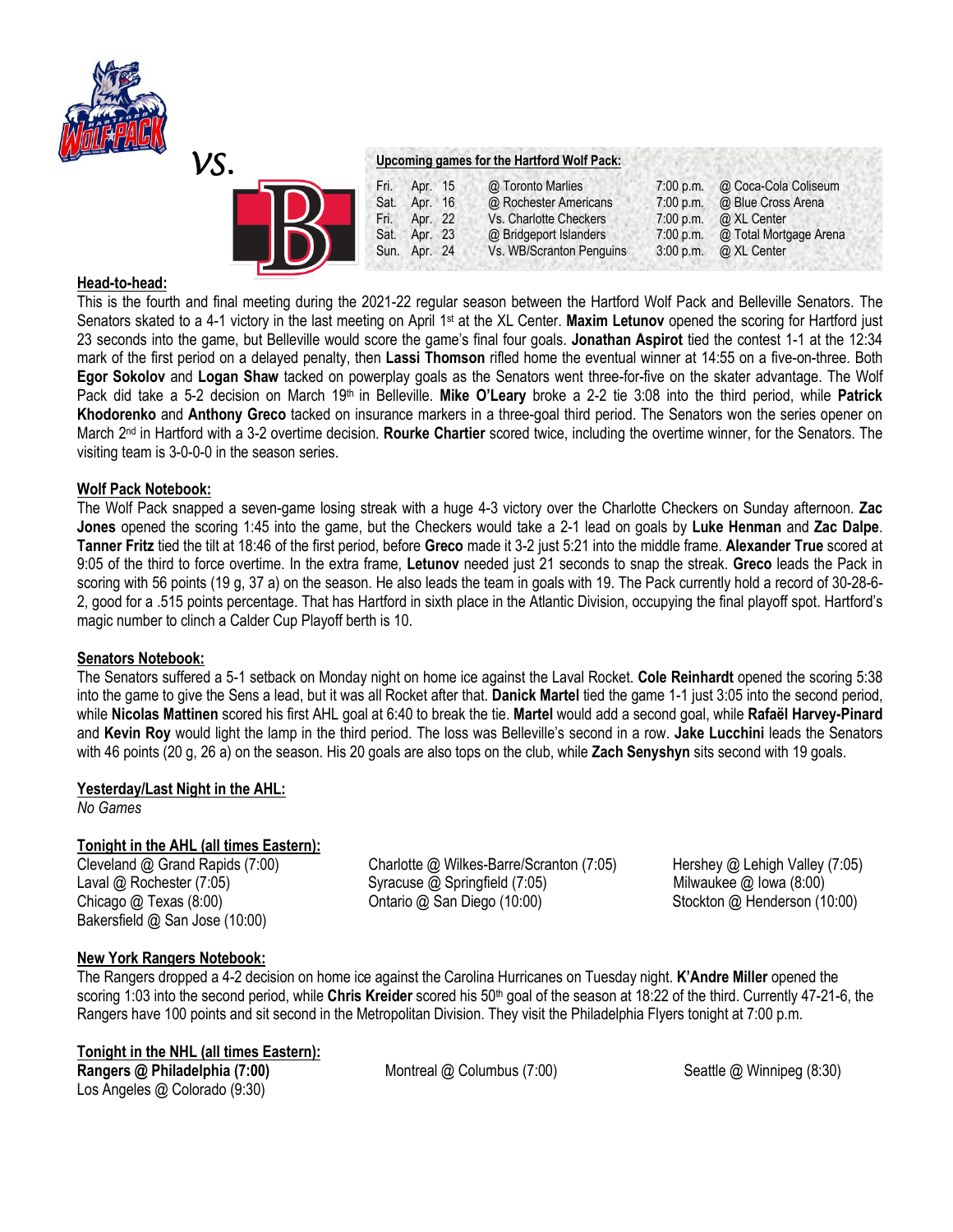vs.

**Upcoming games for the Hartford Wolf Pack:**

| | | | | |
|---|---|---|---|---|
| Fri. | Apr. 15 | @ Toronto Marlies | 7:00 p.m. | @ Coca-Cola Coliseum |
| Sat. | Apr. 16 | @ Rochester Americans | 7:00 p.m. | @ Blue Cross Arena |
| Fri. | Apr. 22 | Vs. Charlotte Checkers | 7:00 p.m. | @ XL Center |
| Sat. | Apr. 23 | @ Bridgeport Islanders | 7:00 p.m. | @ Total Mortgage Arena |
| Sun. | Apr. 24 | Vs. WB/Scranton Penguins | 3:00 p.m. | @ XL Center |

## Head-to-head:

This is the fourth and final meeting during the 2021-22 regular season between the Hartford Wolf Pack and Belleville Senators. The Senators skated to a 4-1 victory in the last meeting on April 1st at the XL Center. **Maxim Letunov** opened the scoring for Hartford just 23 seconds into the game, but Belleville would score the game's final four goals. **Jonathan Aspirot** tied the contest 1-1 at the 12:34 mark of the first period on a delayed penalty, then **Lassi Thomson** rifled home the eventual winner at 14:55 on a five-on-three. Both **Egor Sokolov** and **Logan Shaw** tacked on powerplay goals as the Senators went three-for-five on the skater advantage. The Wolf Pack did take a 5-2 decision on March 19th in Belleville. **Mike O'Leary** broke a 2-2 tie 3:08 into the third period, while **Patrick Khodorenko** and **Anthony Greco** tacked on insurance markers in a three-goal third period. The Senators won the series opener on March 2nd in Hartford with a 3-2 overtime decision. **Rourke Chartier** scored twice, including the overtime winner, for the Senators. The visiting team is 3-0-0-0 in the season series.

## Wolf Pack Notebook:

The Wolf Pack snapped a seven-game losing streak with a huge 4-3 victory over the Charlotte Checkers on Sunday afternoon. **Zac Jones** opened the scoring 1:45 into the game, but the Checkers would take a 2-1 lead on goals by **Luke Henman** and **Zac Dalpe**. **Tanner Fritz** tied the tilt at 18:46 of the first period, before **Greco** made it 3-2 just 5:21 into the middle frame. **Alexander True** scored at 9:05 of the third to force overtime. In the extra frame, **Letunov** needed just 21 seconds to snap the streak. **Greco** leads the Pack in scoring with 56 points (19 g, 37 a) on the season. He also leads the team in goals with 19. The Pack currently hold a record of 30-28-6-2, good for a .515 points percentage. That has Hartford in sixth place in the Atlantic Division, occupying the final playoff spot. Hartford's magic number to clinch a Calder Cup Playoff berth is 10.

## Senators Notebook:

The Senators suffered a 5-1 setback on Monday night on home ice against the Laval Rocket. **Cole Reinhardt** opened the scoring 5:38 into the game to give the Sens a lead, but it was all Rocket after that. **Danick Martel** tied the game 1-1 just 3:05 into the second period, while **Nicolas Mattinen** scored his first AHL goal at 6:40 to break the tie. **Martel** would add a second goal, while **Rafaël Harvey-Pinard** and **Kevin Roy** would light the lamp in the third period. The loss was Belleville's second in a row. **Jake Lucchini** leads the Senators with 46 points (20 g, 26 a) on the season. His 20 goals are also tops on the club, while **Zach Senyshyn** sits second with 19 goals.

## Yesterday/Last Night in the AHL:

*No Games*

## Tonight in the AHL (all times Eastern):

Cleveland @ Grand Rapids (7:00)
Charlotte @ Wilkes-Barre/Scranton (7:05)
Hershey @ Lehigh Valley (7:05)
Laval @ Rochester (7:05)
Syracuse @ Springfield (7:05)
Milwaukee @ Iowa (8:00)
Chicago @ Texas (8:00)
Ontario @ San Diego (10:00)
Stockton @ Henderson (10:00)
Bakersfield @ San Jose (10:00)

## New York Rangers Notebook:

The Rangers dropped a 4-2 decision on home ice against the Carolina Hurricanes on Tuesday night. **K'Andre Miller** opened the scoring 1:03 into the second period, while **Chris Kreider** scored his 50th goal of the season at 18:22 of the third. Currently 47-21-6, the Rangers have 100 points and sit second in the Metropolitan Division. They visit the Philadelphia Flyers tonight at 7:00 p.m.

## Tonight in the NHL (all times Eastern):

**Rangers @ Philadelphia (7:00)**
Montreal @ Columbus (7:00)
Seattle @ Winnipeg (8:30)
Los Angeles @ Colorado (9:30)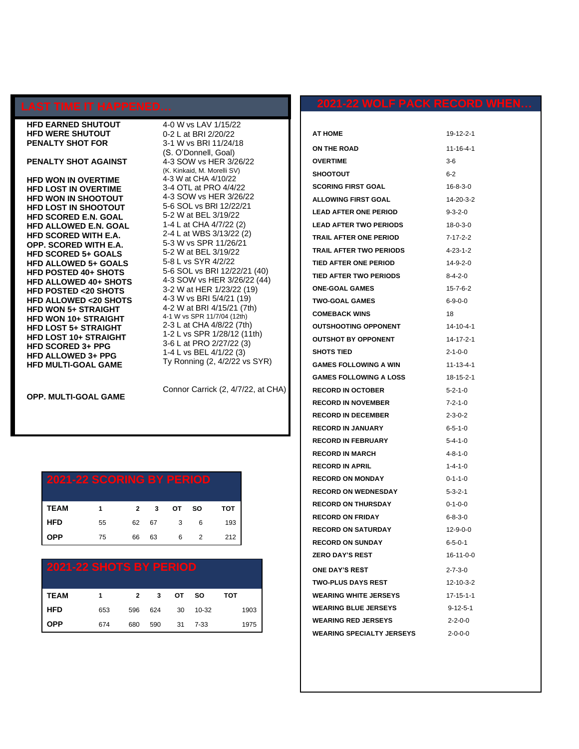## LAST TIME IT HAPPENED…

| | |
|---|---|
| **HFD EARNED SHUTOUT** | 4-0 W vs LAV 1/15/22 |
| **HFD WERE SHUTOUT** | 0-2 L at BRI 2/20/22 |
| **PENALTY SHOT FOR** | 3-1 W vs BRI 11/24/18 (S. O'Donnell, Goal) |
| **PENALTY SHOT AGAINST** | 4-3 SOW vs HER 3/26/22 (K. Kinkaid, M. Morelli SV) |
| **HFD WON IN OVERTIME** | 4-3 W at CHA 4/10/22 |
| **HFD LOST IN OVERTIME** | 3-4 OTL at PRO 4/4/22 |
| **HFD WON IN SHOOTOUT** | 4-3 SOW vs HER 3/26/22 |
| **HFD LOST IN SHOOTOUT** | 5-6 SOL vs BRI 12/22/21 |
| **HFD SCORED E.N. GOAL** | 5-2 W at BEL 3/19/22 |
| **HFD ALLOWED E.N. GOAL** | 1-4 L at CHA 4/7/22 (2) |
| **HFD SCORED WITH E.A.** | 2-4 L at WBS 3/13/22 (2) |
| **OPP. SCORED WITH E.A.** | 5-3 W vs SPR 11/26/21 |
| **HFD SCORED 5+ GOALS** | 5-2 W at BEL 3/19/22 |
| **HFD ALLOWED 5+ GOALS** | 5-8 L vs SYR 4/2/22 |
| **HFD POSTED 40+ SHOTS** | 5-6 SOL vs BRI 12/22/21 (40) |
| **HFD ALLOWED 40+ SHOTS** | 4-3 SOW vs HER 3/26/22 (44) |
| **HFD POSTED <20 SHOTS** | 3-2 W at HER 1/23/22 (19) |
| **HFD ALLOWED <20 SHOTS** | 4-3 W vs BRI 5/4/21 (19) |
| **HFD WON 5+ STRAIGHT** | 4-2 W at BRI 4/15/21 (7th) |
| **HFD WON 10+ STRAIGHT** | 4-1 W vs SPR 11/7/04 (12th) |
| **HFD LOST 5+ STRAIGHT** | 2-3 L at CHA 4/8/22 (7th) |
| **HFD LOST 10+ STRAIGHT** | 1-2 L vs SPR 1/28/12 (11th) |
| **HFD SCORED 3+ PPG** | 3-6 L at PRO 2/27/22 (3) |
| **HFD ALLOWED 3+ PPG** | 1-4 L vs BEL 4/1/22 (3) |
| **HFD MULTI-GOAL GAME** | Ty Ronning (2, 4/2/22 vs SYR) |
| **OPP. MULTI-GOAL GAME** | Connor Carrick (2, 4/7/22, at CHA) |

## 2021-22 SCORING BY PERIOD

| TEAM | 1 | 2 | 3 | OT | SO | TOT |
|---|---|---|---|---|---|---|
| HFD | 55 | 62 | 67 | 3 | 6 | 193 |
| OPP | 75 | 66 | 63 | 6 | 2 | 212 |

## 2021-22 SHOTS BY PERIOD

| TEAM | 1 | 2 | 3 | OT | SO | TOT |
|---|---|---|---|---|---|---|
| HFD | 653 | 596 | 624 | 30 | 10-32 | 1903 |
| OPP | 674 | 680 | 590 | 31 | 7-33 | 1975 |

## 2021-22 WOLF PACK RECORD WHEN…

| | |
|---|---|
| AT HOME | 19-12-2-1 |
| ON THE ROAD | 11-16-4-1 |
| OVERTIME | 3-6 |
| SHOOTOUT | 6-2 |
| SCORING FIRST GOAL | 16-8-3-0 |
| ALLOWING FIRST GOAL | 14-20-3-2 |
| LEAD AFTER ONE PERIOD | 9-3-2-0 |
| LEAD AFTER TWO PERIODS | 18-0-3-0 |
| TRAIL AFTER ONE PERIOD | 7-17-2-2 |
| TRAIL AFTER TWO PERIODS | 4-23-1-2 |
| TIED AFTER ONE PERIOD | 14-9-2-0 |
| TIED AFTER TWO PERIODS | 8-4-2-0 |
| ONE-GOAL GAMES | 15-7-6-2 |
| TWO-GOAL GAMES | 6-9-0-0 |
| COMEBACK WINS | 18 |
| OUTSHOOTING OPPONENT | 14-10-4-1 |
| OUTSHOT BY OPPONENT | 14-17-2-1 |
| SHOTS TIED | 2-1-0-0 |
| GAMES FOLLOWING A WIN | 11-13-4-1 |
| GAMES FOLLOWING A LOSS | 18-15-2-1 |
| RECORD IN OCTOBER | 5-2-1-0 |
| RECORD IN NOVEMBER | 7-2-1-0 |
| RECORD IN DECEMBER | 2-3-0-2 |
| RECORD IN JANUARY | 6-5-1-0 |
| RECORD IN FEBRUARY | 5-4-1-0 |
| RECORD IN MARCH | 4-8-1-0 |
| RECORD IN APRIL | 1-4-1-0 |
| RECORD ON MONDAY | 0-1-1-0 |
| RECORD ON WEDNESDAY | 5-3-2-1 |
| RECORD ON THURSDAY | 0-1-0-0 |
| RECORD ON FRIDAY | 6-8-3-0 |
| RECORD ON SATURDAY | 12-9-0-0 |
| RECORD ON SUNDAY | 6-5-0-1 |
| ZERO DAY'S REST | 16-11-0-0 |
| ONE DAY'S REST | 2-7-3-0 |
| TWO-PLUS DAYS REST | 12-10-3-2 |
| WEARING WHITE JERSEYS | 17-15-1-1 |
| WEARING BLUE JERSEYS | 9-12-5-1 |
| WEARING RED JERSEYS | 2-2-0-0 |
| WEARING SPECIALTY JERSEYS | 2-0-0-0 |